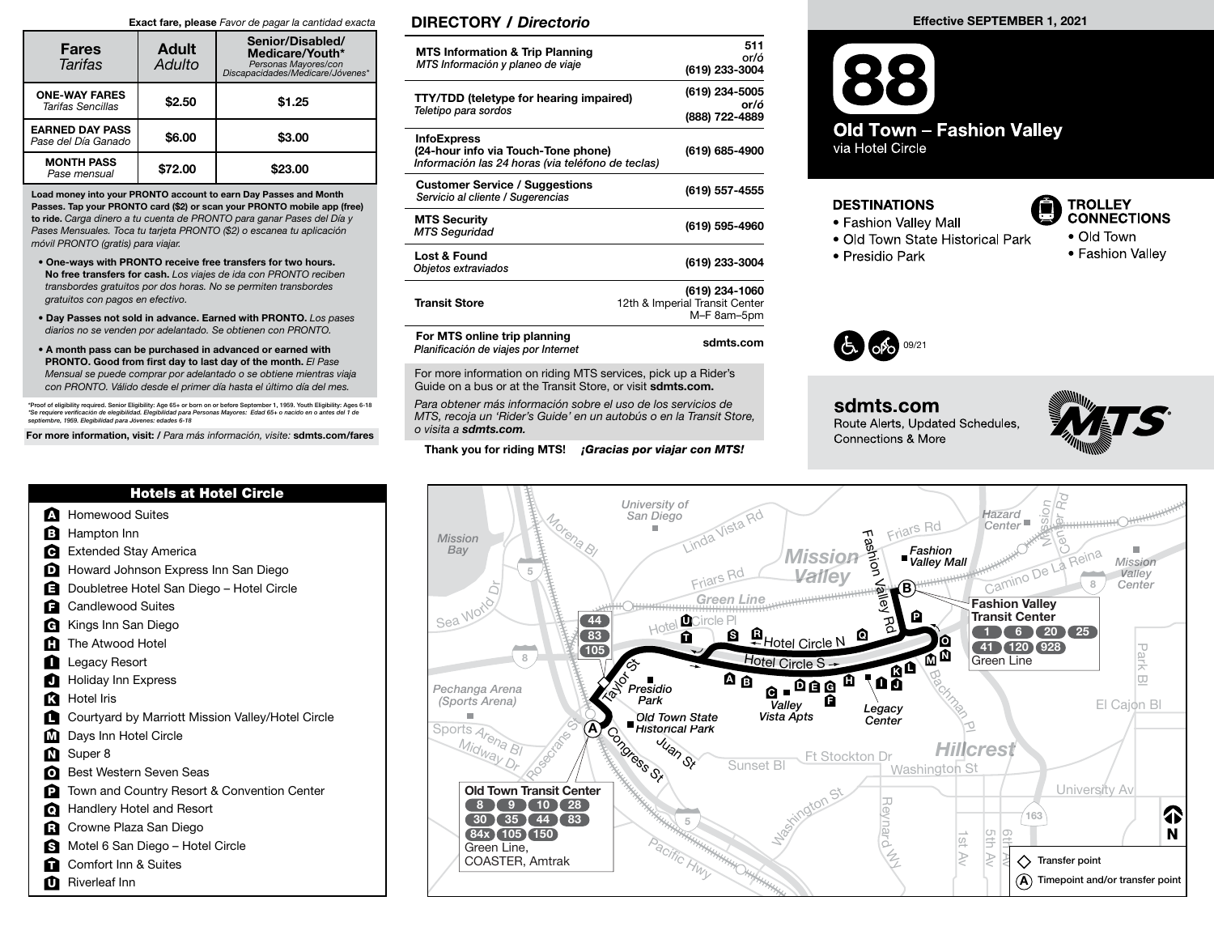**Exact fare, please** *Favor de pagar la cantidad exacta*

| Fares *Tarifas* | Adult *Adulto* | Senior/Disabled/ Medicare/Youth* *Personas Mayores/con Discapacidades/Medicare/Jóvenes** |
|---|---|---|
| **ONE-WAY FARES** *Tarifas Sencillas* | $2.50 | $1.25 |
| **EARNED DAY PASS** *Pase del Día Ganado* | $6.00 | $3.00 |
| **MONTH PASS** *Pase mensual* | $72.00 | $23.00 |

**Load money into your PRONTO account to earn Day Passes and Month Passes. Tap your PRONTO card ($2) or scan your PRONTO mobile app (free) to ride.** *Carga dinero a tu cuenta de PRONTO para ganar Pases del Día y Pases Mensuales. Toca tu tarjeta PRONTO ($2) o escanea tu aplicación móvil PRONTO (gratis) para viajar.*

- **One-ways with PRONTO receive free transfers for two hours. No free transfers for cash.** *Los viajes de ida con PRONTO reciben transbordes gratuitos por dos horas. No se permiten transbordes gratuitos con pagos en efectivo.*
- **Day Passes not sold in advance. Earned with PRONTO.** *Los pases diarios no se venden por adelantado. Se obtienen con PRONTO.*
- **A month pass can be purchased in advanced or earned with PRONTO. Good from first day to last day of the month.** *El Pase Mensual se puede comprar por adelantado o se obtiene mientras viaja con PRONTO. Válido desde el primer día hasta el último día del mes.*

*Proof of eligibility required. Senior Eligibility: Age 65+ or born on or before September 1, 1959. Youth Eligibility: Ages 6-18
*Se requiere verificación de elegibilidad. Elegibilidad para Personas Mayores: Edad 65+ o nacido en o antes del 1 de septiembre, 1959. Elegibilidad para Jóvenes: edades 6-18

**For more information, visit: /** *Para más información, visite:* **sdmts.com/fares**

## DIRECTORY / *Directorio*

| | |
|---|---|
| **MTS Information & Trip Planning** *MTS Información y planeo de viaje* | 511 *or/ó* (619) 233-3004 |
| **TTY/TDD (teletype for hearing impaired)** *Teletipo para sordos* | (619) 234-5005 *or/ó* (888) 722-4889 |
| **InfoExpress (24-hour info via Touch-Tone phone)** *Información las 24 horas (via teléfono de teclas)* | (619) 685-4900 |
| **Customer Service / Suggestions** *Servicio al cliente / Sugerencias* | (619) 557-4555 |
| **MTS Security** *MTS Seguridad* | (619) 595-4960 |
| **Lost & Found** *Objetos extraviados* | (619) 233-3004 |
| **Transit Store** | (619) 234-1060 12th & Imperial Transit Center M–F 8am–5pm |
| **For MTS online trip planning** *Planificación de viajes por Internet* | sdmts.com |

For more information on riding MTS services, pick up a Rider's Guide on a bus or at the Transit Store, or visit **sdmts.com.**

*Para obtener más información sobre el uso de los servicios de MTS, recoja un 'Rider's Guide' en un autobús o en la Transit Store, o visita a* ***sdmts.com.***

**Thank you for riding MTS!** ***¡Gracias por viajar con MTS!***

**Effective SEPTEMBER 1, 2021**

# 88

## Old Town – Fashion Valley

via Hotel Circle

### DESTINATIONS

- Fashion Valley Mall
- Old Town State Historical Park
- Presidio Park

### TROLLEY CONNECTIONS

- Old Town
- Fashion Valley

09/21

**sdmts.com**
Route Alerts, Updated Schedules, Connections & More

### Hotels at Hotel Circle

- **A** Homewood Suites
- **B** Hampton Inn
- **C** Extended Stay America
- **D** Howard Johnson Express Inn San Diego
- **E** Doubletree Hotel San Diego – Hotel Circle
- **F** Candlewood Suites
- **G** Kings Inn San Diego
- **H** The Atwood Hotel
- **I** Legacy Resort
- **J** Holiday Inn Express
- **K** Hotel Iris
- **L** Courtyard by Marriott Mission Valley/Hotel Circle
- **M** Days Inn Hotel Circle
- **N** Super 8
- **O** Best Western Seven Seas
- **P** Town and Country Resort & Convention Center
- **Q** Handlery Hotel and Resort
- **R** Crowne Plaza San Diego
- **S** Motel 6 San Diego – Hotel Circle
- **T** Comfort Inn & Suites
- **U** Riverleaf Inn

**Fashion Valley Transit Center**
1, 6, 20, 25, 41, 120, 928
Green Line

**Old Town Transit Center**
8, 9, 10, 28, 30, 35, 44, 83, 84x, 105, 150
Green Line, COASTER, Amtrak

Taylor St: 44, 83, 105

◇ Transfer point
(A) Timepoint and/or transfer point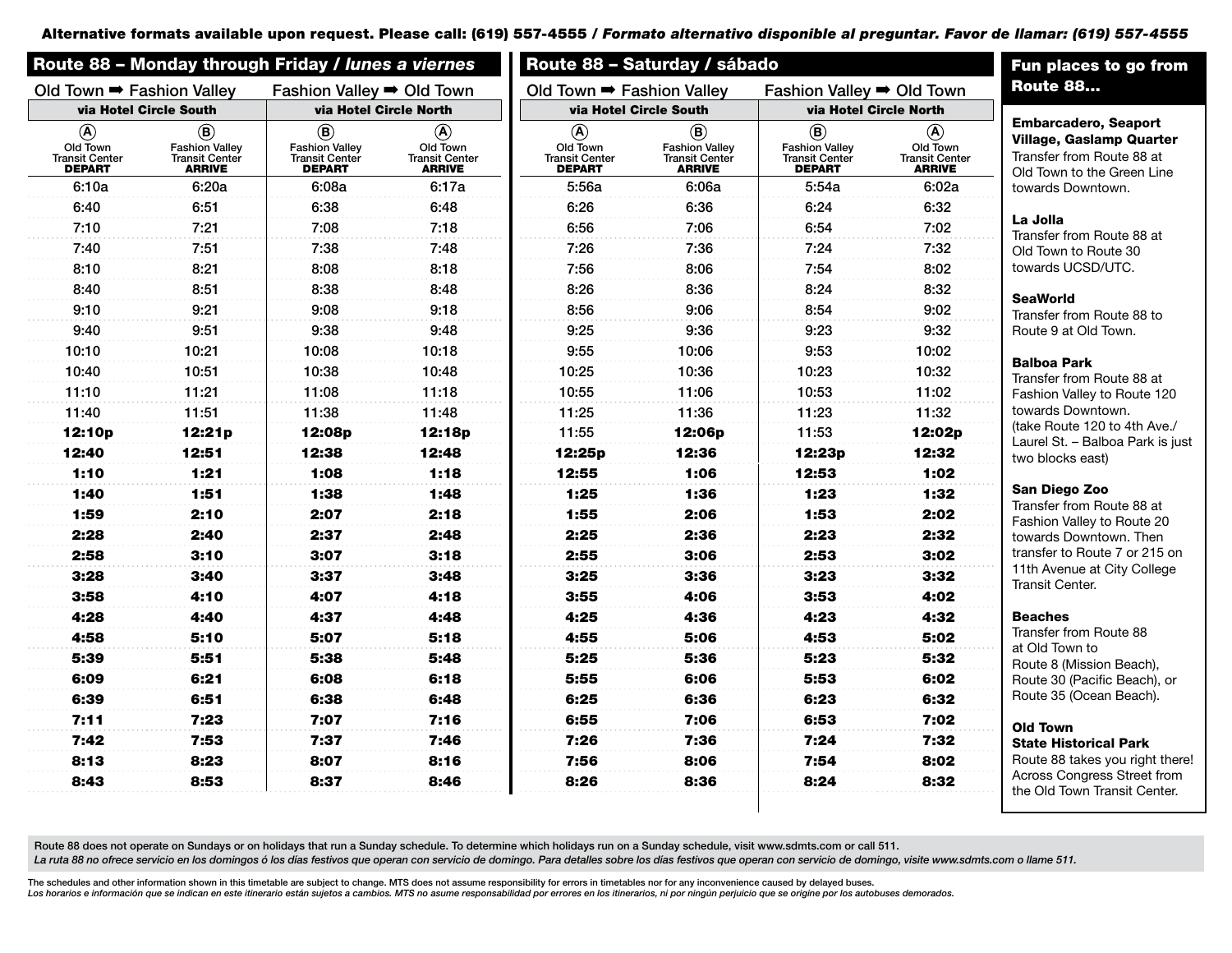**Alternative formats available upon request. Please call: (619) 557-4555 / *Formato alternativo disponible al preguntar. Favor de llamar: (619) 557-4555***

## Route 88 – Monday through Friday / *lunes a viernes*

| Old Town ➡ Fashion Valley via Hotel Circle South | | Fashion Valley ➡ Old Town via Hotel Circle North | |
|---|---|---|---|
| Ⓐ Old Town Transit Center DEPART | Ⓑ Fashion Valley Transit Center ARRIVE | Ⓑ Fashion Valley Transit Center DEPART | Ⓐ Old Town Transit Center ARRIVE |
| 6:10a | 6:20a | 6:08a | 6:17a |
| 6:40 | 6:51 | 6:38 | 6:48 |
| 7:10 | 7:21 | 7:08 | 7:18 |
| 7:40 | 7:51 | 7:38 | 7:48 |
| 8:10 | 8:21 | 8:08 | 8:18 |
| 8:40 | 8:51 | 8:38 | 8:48 |
| 9:10 | 9:21 | 9:08 | 9:18 |
| 9:40 | 9:51 | 9:38 | 9:48 |
| 10:10 | 10:21 | 10:08 | 10:18 |
| 10:40 | 10:51 | 10:38 | 10:48 |
| 11:10 | 11:21 | 11:08 | 11:18 |
| 11:40 | 11:51 | 11:38 | 11:48 |
| **12:10p** | **12:21p** | **12:08p** | **12:18p** |
| **12:40** | **12:51** | **12:38** | **12:48** |
| **1:10** | **1:21** | **1:08** | **1:18** |
| **1:40** | **1:51** | **1:38** | **1:48** |
| **1:59** | **2:10** | **2:07** | **2:18** |
| **2:28** | **2:40** | **2:37** | **2:48** |
| **2:58** | **3:10** | **3:07** | **3:18** |
| **3:28** | **3:40** | **3:37** | **3:48** |
| **3:58** | **4:10** | **4:07** | **4:18** |
| **4:28** | **4:40** | **4:37** | **4:48** |
| **4:58** | **5:10** | **5:07** | **5:18** |
| **5:39** | **5:51** | **5:38** | **5:48** |
| **6:09** | **6:21** | **6:08** | **6:18** |
| **6:39** | **6:51** | **6:38** | **6:48** |
| **7:11** | **7:23** | **7:07** | **7:16** |
| **7:42** | **7:53** | **7:37** | **7:46** |
| **8:13** | **8:23** | **8:07** | **8:16** |
| **8:43** | **8:53** | **8:37** | **8:46** |

## Route 88 – Saturday / *sábado*

| Old Town ➡ Fashion Valley via Hotel Circle South | | Fashion Valley ➡ Old Town via Hotel Circle North | |
|---|---|---|---|
| Ⓐ Old Town Transit Center DEPART | Ⓑ Fashion Valley Transit Center ARRIVE | Ⓑ Fashion Valley Transit Center DEPART | Ⓐ Old Town Transit Center ARRIVE |
| 5:56a | 6:06a | 5:54a | 6:02a |
| 6:26 | 6:36 | 6:24 | 6:32 |
| 6:56 | 7:06 | 6:54 | 7:02 |
| 7:26 | 7:36 | 7:24 | 7:32 |
| 7:56 | 8:06 | 7:54 | 8:02 |
| 8:26 | 8:36 | 8:24 | 8:32 |
| 8:56 | 9:06 | 8:54 | 9:02 |
| 9:25 | 9:36 | 9:23 | 9:32 |
| 9:55 | 10:06 | 9:53 | 10:02 |
| 10:25 | 10:36 | 10:23 | 10:32 |
| 10:55 | 11:06 | 10:53 | 11:02 |
| 11:25 | 11:36 | 11:23 | 11:32 |
| 11:55 | **12:06p** | 11:53 | **12:02p** |
| **12:25p** | **12:36** | **12:23p** | **12:32** |
| **12:55** | **1:06** | **12:53** | **1:02** |
| **1:25** | **1:36** | **1:23** | **1:32** |
| **1:55** | **2:06** | **1:53** | **2:02** |
| **2:25** | **2:36** | **2:23** | **2:32** |
| **2:55** | **3:06** | **2:53** | **3:02** |
| **3:25** | **3:36** | **3:23** | **3:32** |
| **3:55** | **4:06** | **3:53** | **4:02** |
| **4:25** | **4:36** | **4:23** | **4:32** |
| **4:55** | **5:06** | **4:53** | **5:02** |
| **5:25** | **5:36** | **5:23** | **5:32** |
| **5:55** | **6:06** | **5:53** | **6:02** |
| **6:25** | **6:36** | **6:23** | **6:32** |
| **6:55** | **7:06** | **6:53** | **7:02** |
| **7:26** | **7:36** | **7:24** | **7:32** |
| **7:56** | **8:06** | **7:54** | **8:02** |
| **8:26** | **8:36** | **8:24** | **8:32** |

## Fun places to go from Route 88...

**Embarcadero, Seaport Village, Gaslamp Quarter**
Transfer from Route 88 at Old Town to the Green Line towards Downtown.

**La Jolla**
Transfer from Route 88 at Old Town to Route 30 towards UCSD/UTC.

**SeaWorld**
Transfer from Route 88 to Route 9 at Old Town.

**Balboa Park**
Transfer from Route 88 at Fashion Valley to Route 120 towards Downtown. (take Route 120 to 4th Ave./ Laurel St. – Balboa Park is just two blocks east)

**San Diego Zoo**
Transfer from Route 88 at Fashion Valley to Route 20 towards Downtown. Then transfer to Route 7 or 215 on 11th Avenue at City College Transit Center.

**Beaches**
Transfer from Route 88 at Old Town to Route 8 (Mission Beach), Route 30 (Pacific Beach), or Route 35 (Ocean Beach).

**Old Town State Historical Park**
Route 88 takes you right there! Across Congress Street from the Old Town Transit Center.

Route 88 does not operate on Sundays or on holidays that run a Sunday schedule. To determine which holidays run on a Sunday schedule, visit www.sdmts.com or call 511.
*La ruta 88 no ofrece servicio en los domingos ó los días festivos que operan con servicio de domingo. Para detalles sobre los días festivos que operan con servicio de domingo, visite www.sdmts.com o llame 511.*

The schedules and other information shown in this timetable are subject to change. MTS does not assume responsibility for errors in timetables nor for any inconvenience caused by delayed buses.
*Los horarios e información que se indican en este itinerario están sujetos a cambios. MTS no asume responsabilidad por errores en los itinerarios, ni por ningún perjuicio que se origine por los autobuses demorados.*